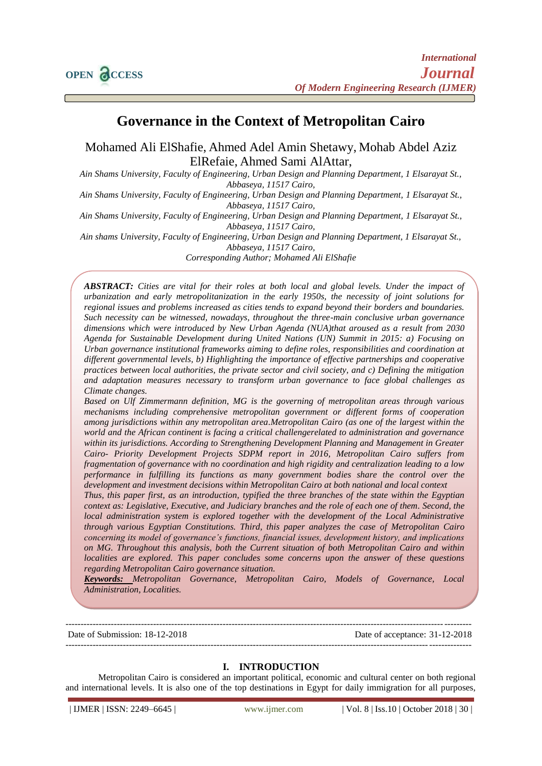# Governance in the Context of Metropolitan Cairo

Mohamed Ali ElShafie, Ahmed Adel Amin Shetawy, Mohab Abdel Aziz ElRefaie, Ahmed Sami AlAttar,

*Ain Shams University, Faculty of Engineering, Urban Design and Planning Department, 1 Elsarayat St., Abbaseya, 11517 Cairo,*
*Ain Shams University, Faculty of Engineering, Urban Design and Planning Department, 1 Elsarayat St., Abbaseya, 11517 Cairo,*
*Ain Shams University, Faculty of Engineering, Urban Design and Planning Department, 1 Elsarayat St., Abbaseya, 11517 Cairo,*
*Ain shams University, Faculty of Engineering, Urban Design and Planning Department, 1 Elsarayat St., Abbaseya, 11517 Cairo,*
*Corresponding Author; Mohamed Ali ElShafie*

***ABSTRACT:*** *Cities are vital for their roles at both local and global levels. Under the impact of urbanization and early metropolitanization in the early 1950s, the necessity of joint solutions for regional issues and problems increased as cities tends to expand beyond their borders and boundaries. Such necessity can be witnessed, nowadays, throughout the three-main conclusive urban governance dimensions which were introduced by New Urban Agenda (NUA)that aroused as a result from 2030 Agenda for Sustainable Development during United Nations (UN) Summit in 2015: a) Focusing on Urban governance institutional frameworks aiming to define roles, responsibilities and coordination at different governmental levels, b) Highlighting the importance of effective partnerships and cooperative practices between local authorities, the private sector and civil society, and c) Defining the mitigation and adaptation measures necessary to transform urban governance to face global challenges as Climate changes.*

*Based on Ulf Zimmermann definition, MG is the governing of metropolitan areas through various mechanisms including comprehensive metropolitan government or different forms of cooperation among jurisdictions within any metropolitan area.Metropolitan Cairo (as one of the largest within the world and the African continent is facing a critical challengerelated to administration and governance within its jurisdictions. According to Strengthening Development Planning and Management in Greater Cairo- Priority Development Projects SDPM report in 2016, Metropolitan Cairo suffers from fragmentation of governance with no coordination and high rigidity and centralization leading to a low performance in fulfilling its functions as many government bodies share the control over the development and investment decisions within Metropolitan Cairo at both national and local context*

*Thus, this paper first, as an introduction, typified the three branches of the state within the Egyptian context as: Legislative, Executive, and Judiciary branches and the role of each one of them. Second, the local administration system is explored together with the development of the Local Administrative through various Egyptian Constitutions. Third, this paper analyzes the case of Metropolitan Cairo concerning its model of governance's functions, financial issues, development history, and implications on MG. Throughout this analysis, both the Current situation of both Metropolitan Cairo and within localities are explored. This paper concludes some concerns upon the answer of these questions regarding Metropolitan Cairo governance situation.*

***Keywords:*** *Metropolitan Governance, Metropolitan Cairo, Models of Governance, Local Administration, Localities.*

---

Date of Submission: 18-12-2018 Date of acceptance: 31-12-2018

---

## I. INTRODUCTION

Metropolitan Cairo is considered an important political, economic and cultural center on both regional and international levels. It is also one of the top destinations in Egypt for daily immigration for all purposes,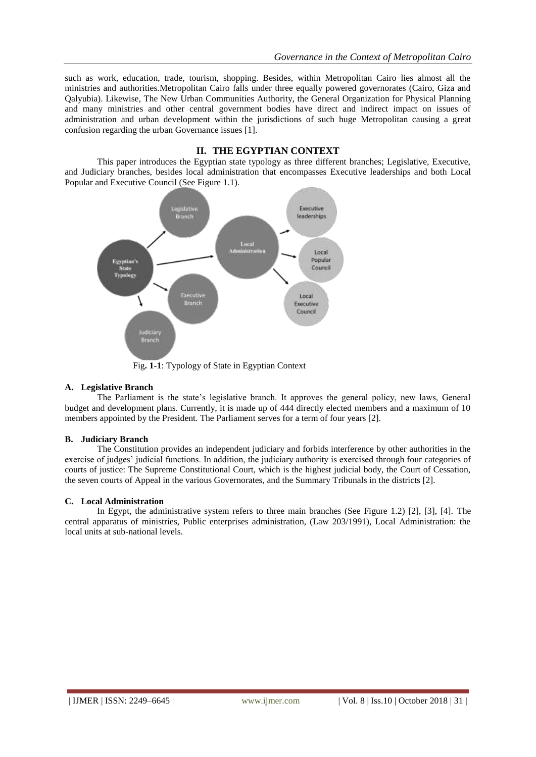such as work, education, trade, tourism, shopping. Besides, within Metropolitan Cairo lies almost all the ministries and authorities.Metropolitan Cairo falls under three equally powered governorates (Cairo, Giza and Qalyubia). Likewise, The New Urban Communities Authority, the General Organization for Physical Planning and many ministries and other central government bodies have direct and indirect impact on issues of administration and urban development within the jurisdictions of such huge Metropolitan causing a great confusion regarding the urban Governance issues [1].

## II. THE EGYPTIAN CONTEXT

This paper introduces the Egyptian state typology as three different branches; Legislative, Executive, and Judiciary branches, besides local administration that encompasses Executive leaderships and both Local Popular and Executive Council (See Figure 1.1).

Egyptian's State Typology

Legislative Branch

Local Administration

Executive leaderships

Local Popular Council

Local Executive Council

Executive Branch

Judiciary Branch

Fig**. 1-1**: Typology of State in Egyptian Context

### A. Legislative Branch

The Parliament is the state's legislative branch. It approves the general policy, new laws, General budget and development plans. Currently, it is made up of 444 directly elected members and a maximum of 10 members appointed by the President. The Parliament serves for a term of four years [2].

### B. Judiciary Branch

The Constitution provides an independent judiciary and forbids interference by other authorities in the exercise of judges' judicial functions. In addition, the judiciary authority is exercised through four categories of courts of justice: The Supreme Constitutional Court, which is the highest judicial body, the Court of Cessation, the seven courts of Appeal in the various Governorates, and the Summary Tribunals in the districts [2].

### C. Local Administration

In Egypt, the administrative system refers to three main branches (See Figure 1.2) [2], [3], [4]. The central apparatus of ministries, Public enterprises administration, (Law 203/1991), Local Administration: the local units at sub-national levels.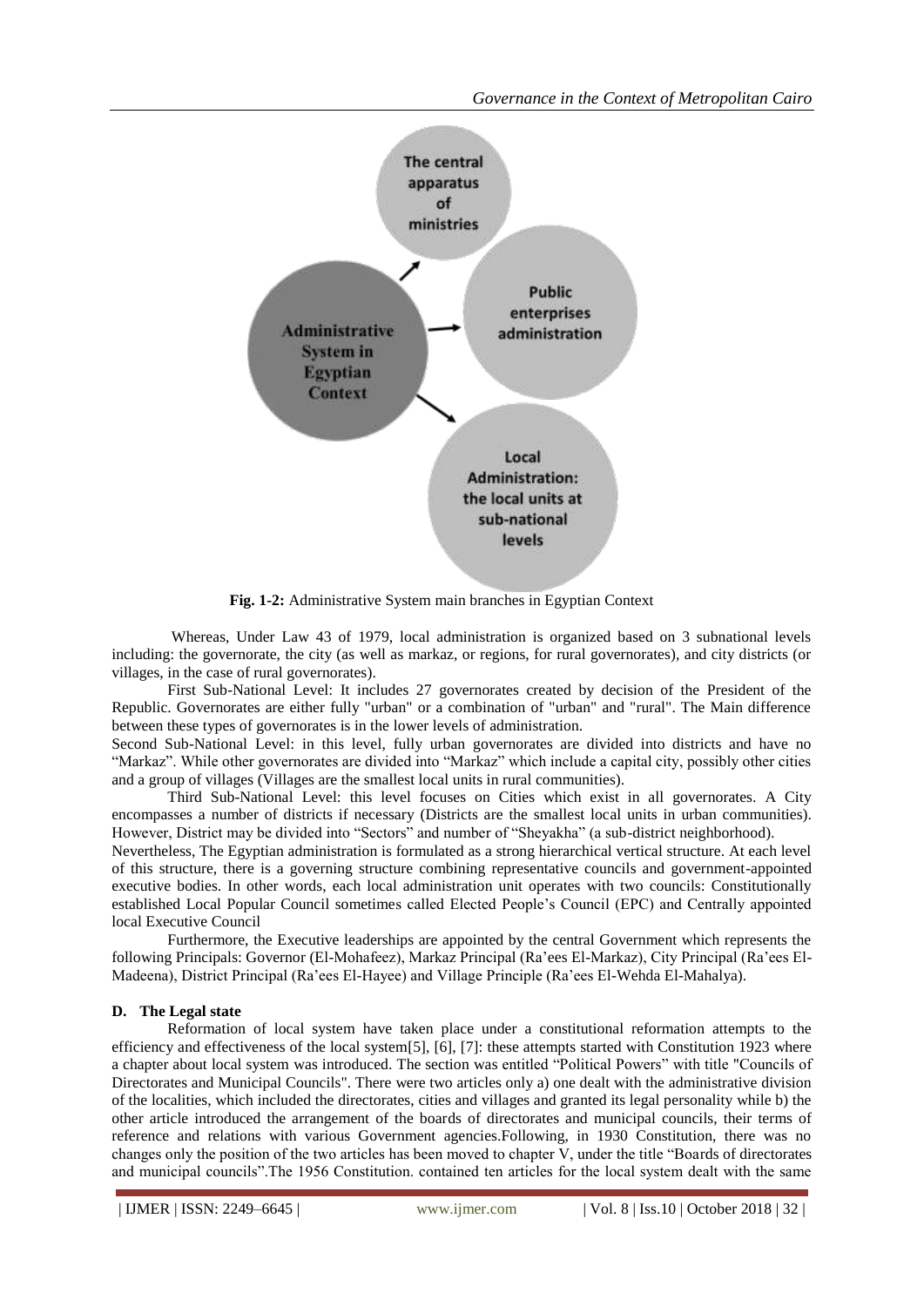**Fig. 1-2:** Administrative System main branches in Egyptian Context

Whereas, Under Law 43 of 1979, local administration is organized based on 3 subnational levels including: the governorate, the city (as well as markaz, or regions, for rural governorates), and city districts (or villages, in the case of rural governorates).

First Sub-National Level: It includes 27 governorates created by decision of the President of the Republic. Governorates are either fully "urban" or a combination of "urban" and "rural". The Main difference between these types of governorates is in the lower levels of administration.

Second Sub-National Level: in this level, fully urban governorates are divided into districts and have no "Markaz". While other governorates are divided into "Markaz" which include a capital city, possibly other cities and a group of villages (Villages are the smallest local units in rural communities).

Third Sub-National Level: this level focuses on Cities which exist in all governorates. A City encompasses a number of districts if necessary (Districts are the smallest local units in urban communities). However, District may be divided into "Sectors" and number of "Sheyakha" (a sub-district neighborhood).

Nevertheless, The Egyptian administration is formulated as a strong hierarchical vertical structure. At each level of this structure, there is a governing structure combining representative councils and government-appointed executive bodies. In other words, each local administration unit operates with two councils: Constitutionally established Local Popular Council sometimes called Elected People's Council (EPC) and Centrally appointed local Executive Council

Furthermore, the Executive leaderships are appointed by the central Government which represents the following Principals: Governor (El-Mohafeez), Markaz Principal (Ra'ees El-Markaz), City Principal (Ra'ees El-Madeena), District Principal (Ra'ees El-Hayee) and Village Principle (Ra'ees El-Wehda El-Mahalya).

### D. The Legal state

Reformation of local system have taken place under a constitutional reformation attempts to the efficiency and effectiveness of the local system[5], [6], [7]: these attempts started with Constitution 1923 where a chapter about local system was introduced. The section was entitled "Political Powers" with title "Councils of Directorates and Municipal Councils". There were two articles only a) one dealt with the administrative division of the localities, which included the directorates, cities and villages and granted its legal personality while b) the other article introduced the arrangement of the boards of directorates and municipal councils, their terms of reference and relations with various Government agencies.Following, in 1930 Constitution, there was no changes only the position of the two articles has been moved to chapter V, under the title "Boards of directorates and municipal councils".The 1956 Constitution. contained ten articles for the local system dealt with the same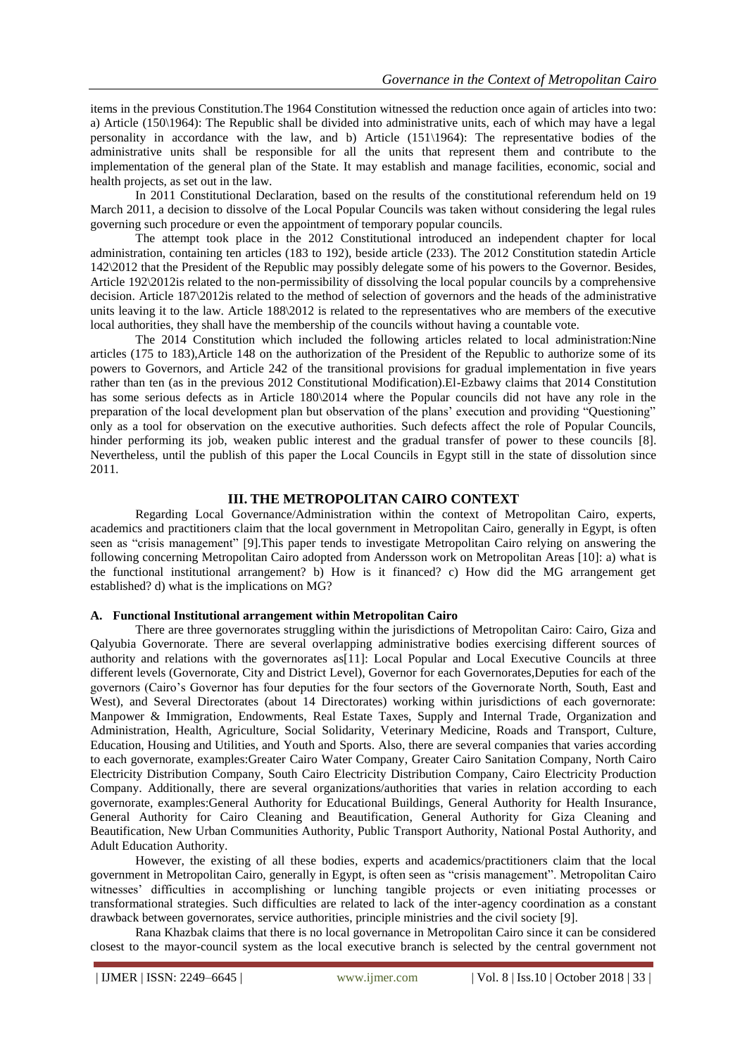items in the previous Constitution.The 1964 Constitution witnessed the reduction once again of articles into two: a) Article (150\1964): The Republic shall be divided into administrative units, each of which may have a legal personality in accordance with the law, and b) Article (151\1964): The representative bodies of the administrative units shall be responsible for all the units that represent them and contribute to the implementation of the general plan of the State. It may establish and manage facilities, economic, social and health projects, as set out in the law.

In 2011 Constitutional Declaration, based on the results of the constitutional referendum held on 19 March 2011, a decision to dissolve of the Local Popular Councils was taken without considering the legal rules governing such procedure or even the appointment of temporary popular councils.

The attempt took place in the 2012 Constitutional introduced an independent chapter for local administration, containing ten articles (183 to 192), beside article (233). The 2012 Constitution statedin Article 142\2012 that the President of the Republic may possibly delegate some of his powers to the Governor. Besides, Article 192\2012is related to the non-permissibility of dissolving the local popular councils by a comprehensive decision. Article 187\2012is related to the method of selection of governors and the heads of the administrative units leaving it to the law. Article 188\2012 is related to the representatives who are members of the executive local authorities, they shall have the membership of the councils without having a countable vote.

The 2014 Constitution which included the following articles related to local administration:Nine articles (175 to 183),Article 148 on the authorization of the President of the Republic to authorize some of its powers to Governors, and Article 242 of the transitional provisions for gradual implementation in five years rather than ten (as in the previous 2012 Constitutional Modification).El-Ezbawy claims that 2014 Constitution has some serious defects as in Article 180\2014 where the Popular councils did not have any role in the preparation of the local development plan but observation of the plans' execution and providing "Questioning" only as a tool for observation on the executive authorities. Such defects affect the role of Popular Councils, hinder performing its job, weaken public interest and the gradual transfer of power to these councils [8]. Nevertheless, until the publish of this paper the Local Councils in Egypt still in the state of dissolution since 2011.

## III. THE METROPOLITAN CAIRO CONTEXT

Regarding Local Governance/Administration within the context of Metropolitan Cairo, experts, academics and practitioners claim that the local government in Metropolitan Cairo, generally in Egypt, is often seen as "crisis management" [9].This paper tends to investigate Metropolitan Cairo relying on answering the following concerning Metropolitan Cairo adopted from Andersson work on Metropolitan Areas [10]: a) what is the functional institutional arrangement? b) How is it financed? c) How did the MG arrangement get established? d) what is the implications on MG?

### A. Functional Institutional arrangement within Metropolitan Cairo

There are three governorates struggling within the jurisdictions of Metropolitan Cairo: Cairo, Giza and Qalyubia Governorate. There are several overlapping administrative bodies exercising different sources of authority and relations with the governorates as[11]: Local Popular and Local Executive Councils at three different levels (Governorate, City and District Level), Governor for each Governorates,Deputies for each of the governors (Cairo's Governor has four deputies for the four sectors of the Governorate North, South, East and West), and Several Directorates (about 14 Directorates) working within jurisdictions of each governorate: Manpower & Immigration, Endowments, Real Estate Taxes, Supply and Internal Trade, Organization and Administration, Health, Agriculture, Social Solidarity, Veterinary Medicine, Roads and Transport, Culture, Education, Housing and Utilities, and Youth and Sports. Also, there are several companies that varies according to each governorate, examples:Greater Cairo Water Company, Greater Cairo Sanitation Company, North Cairo Electricity Distribution Company, South Cairo Electricity Distribution Company, Cairo Electricity Production Company. Additionally, there are several organizations/authorities that varies in relation according to each governorate, examples:General Authority for Educational Buildings, General Authority for Health Insurance, General Authority for Cairo Cleaning and Beautification, General Authority for Giza Cleaning and Beautification, New Urban Communities Authority, Public Transport Authority, National Postal Authority, and Adult Education Authority.

However, the existing of all these bodies, experts and academics/practitioners claim that the local government in Metropolitan Cairo, generally in Egypt, is often seen as "crisis management". Metropolitan Cairo witnesses' difficulties in accomplishing or lunching tangible projects or even initiating processes or transformational strategies. Such difficulties are related to lack of the inter-agency coordination as a constant drawback between governorates, service authorities, principle ministries and the civil society [9].

Rana Khazbak claims that there is no local governance in Metropolitan Cairo since it can be considered closest to the mayor-council system as the local executive branch is selected by the central government not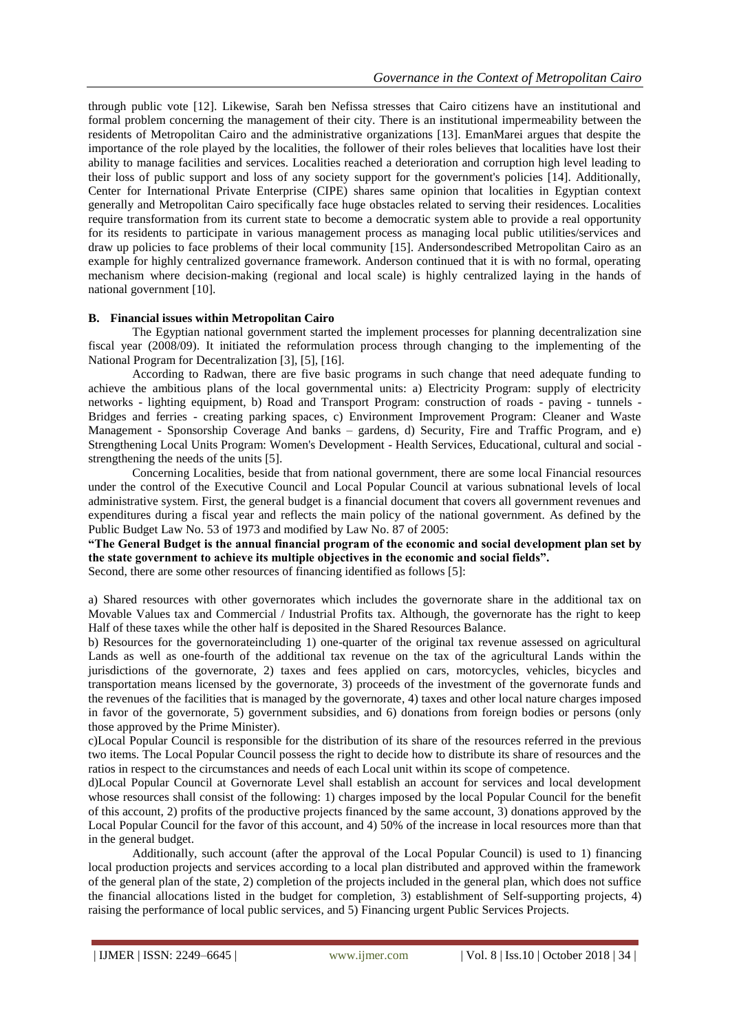through public vote [12]. Likewise, Sarah ben Nefissa stresses that Cairo citizens have an institutional and formal problem concerning the management of their city. There is an institutional impermeability between the residents of Metropolitan Cairo and the administrative organizations [13]. EmanMarei argues that despite the importance of the role played by the localities, the follower of their roles believes that localities have lost their ability to manage facilities and services. Localities reached a deterioration and corruption high level leading to their loss of public support and loss of any society support for the government's policies [14]. Additionally, Center for International Private Enterprise (CIPE) shares same opinion that localities in Egyptian context generally and Metropolitan Cairo specifically face huge obstacles related to serving their residences. Localities require transformation from its current state to become a democratic system able to provide a real opportunity for its residents to participate in various management process as managing local public utilities/services and draw up policies to face problems of their local community [15]. Andersondescribed Metropolitan Cairo as an example for highly centralized governance framework. Anderson continued that it is with no formal, operating mechanism where decision-making (regional and local scale) is highly centralized laying in the hands of national government [10].

### B. Financial issues within Metropolitan Cairo

The Egyptian national government started the implement processes for planning decentralization sine fiscal year (2008/09). It initiated the reformulation process through changing to the implementing of the National Program for Decentralization [3], [5], [16].

According to Radwan, there are five basic programs in such change that need adequate funding to achieve the ambitious plans of the local governmental units: a) Electricity Program: supply of electricity networks - lighting equipment, b) Road and Transport Program: construction of roads - paving - tunnels - Bridges and ferries - creating parking spaces, c) Environment Improvement Program: Cleaner and Waste Management - Sponsorship Coverage And banks – gardens, d) Security, Fire and Traffic Program, and e) Strengthening Local Units Program: Women's Development - Health Services, Educational, cultural and social - strengthening the needs of the units [5].

Concerning Localities, beside that from national government, there are some local Financial resources under the control of the Executive Council and Local Popular Council at various subnational levels of local administrative system. First, the general budget is a financial document that covers all government revenues and expenditures during a fiscal year and reflects the main policy of the national government. As defined by the Public Budget Law No. 53 of 1973 and modified by Law No. 87 of 2005:

**"The General Budget is the annual financial program of the economic and social development plan set by the state government to achieve its multiple objectives in the economic and social fields".**

Second, there are some other resources of financing identified as follows [5]:

a) Shared resources with other governorates which includes the governorate share in the additional tax on Movable Values tax and Commercial / Industrial Profits tax. Although, the governorate has the right to keep Half of these taxes while the other half is deposited in the Shared Resources Balance.

b) Resources for the governorateincluding 1) one-quarter of the original tax revenue assessed on agricultural Lands as well as one-fourth of the additional tax revenue on the tax of the agricultural Lands within the jurisdictions of the governorate, 2) taxes and fees applied on cars, motorcycles, vehicles, bicycles and transportation means licensed by the governorate, 3) proceeds of the investment of the governorate funds and the revenues of the facilities that is managed by the governorate, 4) taxes and other local nature charges imposed in favor of the governorate, 5) government subsidies, and 6) donations from foreign bodies or persons (only those approved by the Prime Minister).

c)Local Popular Council is responsible for the distribution of its share of the resources referred in the previous two items. The Local Popular Council possess the right to decide how to distribute its share of resources and the ratios in respect to the circumstances and needs of each Local unit within its scope of competence.

d)Local Popular Council at Governorate Level shall establish an account for services and local development whose resources shall consist of the following: 1) charges imposed by the local Popular Council for the benefit of this account, 2) profits of the productive projects financed by the same account, 3) donations approved by the Local Popular Council for the favor of this account, and 4) 50% of the increase in local resources more than that in the general budget.

Additionally, such account (after the approval of the Local Popular Council) is used to 1) financing local production projects and services according to a local plan distributed and approved within the framework of the general plan of the state, 2) completion of the projects included in the general plan, which does not suffice the financial allocations listed in the budget for completion, 3) establishment of Self-supporting projects, 4) raising the performance of local public services, and 5) Financing urgent Public Services Projects.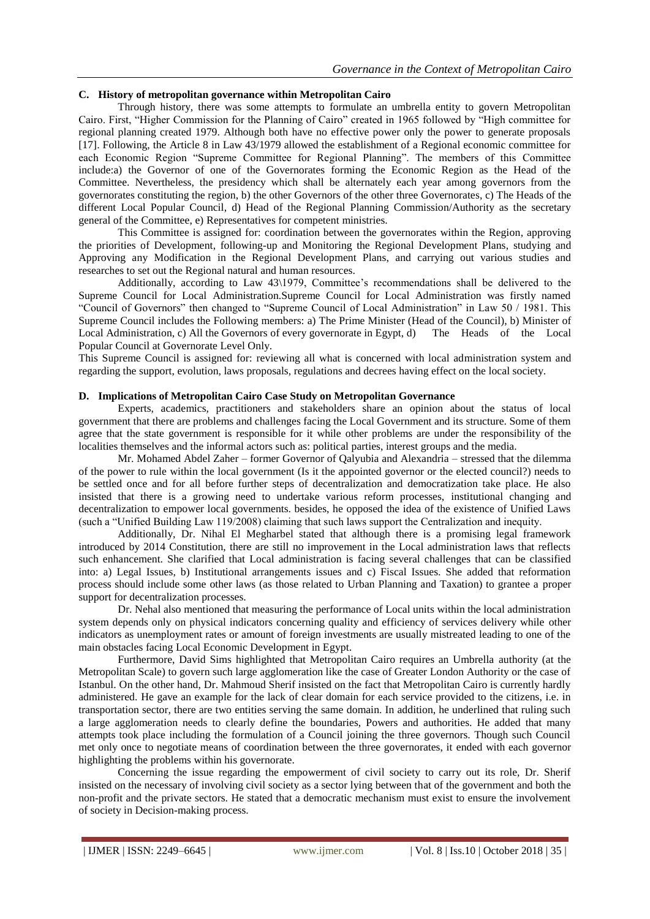### C. History of metropolitan governance within Metropolitan Cairo

Through history, there was some attempts to formulate an umbrella entity to govern Metropolitan Cairo. First, "Higher Commission for the Planning of Cairo" created in 1965 followed by "High committee for regional planning created 1979. Although both have no effective power only the power to generate proposals [17]. Following, the Article 8 in Law 43/1979 allowed the establishment of a Regional economic committee for each Economic Region "Supreme Committee for Regional Planning". The members of this Committee include:a) the Governor of one of the Governorates forming the Economic Region as the Head of the Committee. Nevertheless, the presidency which shall be alternately each year among governors from the governorates constituting the region, b) the other Governors of the other three Governorates, c) The Heads of the different Local Popular Council, d) Head of the Regional Planning Commission/Authority as the secretary general of the Committee, e) Representatives for competent ministries.

This Committee is assigned for: coordination between the governorates within the Region, approving the priorities of Development, following-up and Monitoring the Regional Development Plans, studying and Approving any Modification in the Regional Development Plans, and carrying out various studies and researches to set out the Regional natural and human resources.

Additionally, according to Law 43\1979, Committee's recommendations shall be delivered to the Supreme Council for Local Administration.Supreme Council for Local Administration was firstly named "Council of Governors" then changed to "Supreme Council of Local Administration" in Law 50 / 1981. This Supreme Council includes the Following members: a) The Prime Minister (Head of the Council), b) Minister of Local Administration, c) All the Governors of every governorate in Egypt, d) The Heads of the Local Popular Council at Governorate Level Only.

This Supreme Council is assigned for: reviewing all what is concerned with local administration system and regarding the support, evolution, laws proposals, regulations and decrees having effect on the local society.

### D. Implications of Metropolitan Cairo Case Study on Metropolitan Governance

Experts, academics, practitioners and stakeholders share an opinion about the status of local government that there are problems and challenges facing the Local Government and its structure. Some of them agree that the state government is responsible for it while other problems are under the responsibility of the localities themselves and the informal actors such as: political parties, interest groups and the media.

Mr. Mohamed Abdel Zaher – former Governor of Qalyubia and Alexandria – stressed that the dilemma of the power to rule within the local government (Is it the appointed governor or the elected council?) needs to be settled once and for all before further steps of decentralization and democratization take place. He also insisted that there is a growing need to undertake various reform processes, institutional changing and decentralization to empower local governments. besides, he opposed the idea of the existence of Unified Laws (such a "Unified Building Law 119/2008) claiming that such laws support the Centralization and inequity.

Additionally, Dr. Nihal El Megharbel stated that although there is a promising legal framework introduced by 2014 Constitution, there are still no improvement in the Local administration laws that reflects such enhancement. She clarified that Local administration is facing several challenges that can be classified into: a) Legal Issues, b) Institutional arrangements issues and c) Fiscal Issues. She added that reformation process should include some other laws (as those related to Urban Planning and Taxation) to grantee a proper support for decentralization processes.

Dr. Nehal also mentioned that measuring the performance of Local units within the local administration system depends only on physical indicators concerning quality and efficiency of services delivery while other indicators as unemployment rates or amount of foreign investments are usually mistreated leading to one of the main obstacles facing Local Economic Development in Egypt.

Furthermore, David Sims highlighted that Metropolitan Cairo requires an Umbrella authority (at the Metropolitan Scale) to govern such large agglomeration like the case of Greater London Authority or the case of Istanbul. On the other hand, Dr. Mahmoud Sherif insisted on the fact that Metropolitan Cairo is currently hardly administered. He gave an example for the lack of clear domain for each service provided to the citizens, i.e. in transportation sector, there are two entities serving the same domain. In addition, he underlined that ruling such a large agglomeration needs to clearly define the boundaries, Powers and authorities. He added that many attempts took place including the formulation of a Council joining the three governors. Though such Council met only once to negotiate means of coordination between the three governorates, it ended with each governor highlighting the problems within his governorate.

Concerning the issue regarding the empowerment of civil society to carry out its role, Dr. Sherif insisted on the necessary of involving civil society as a sector lying between that of the government and both the non-profit and the private sectors. He stated that a democratic mechanism must exist to ensure the involvement of society in Decision-making process.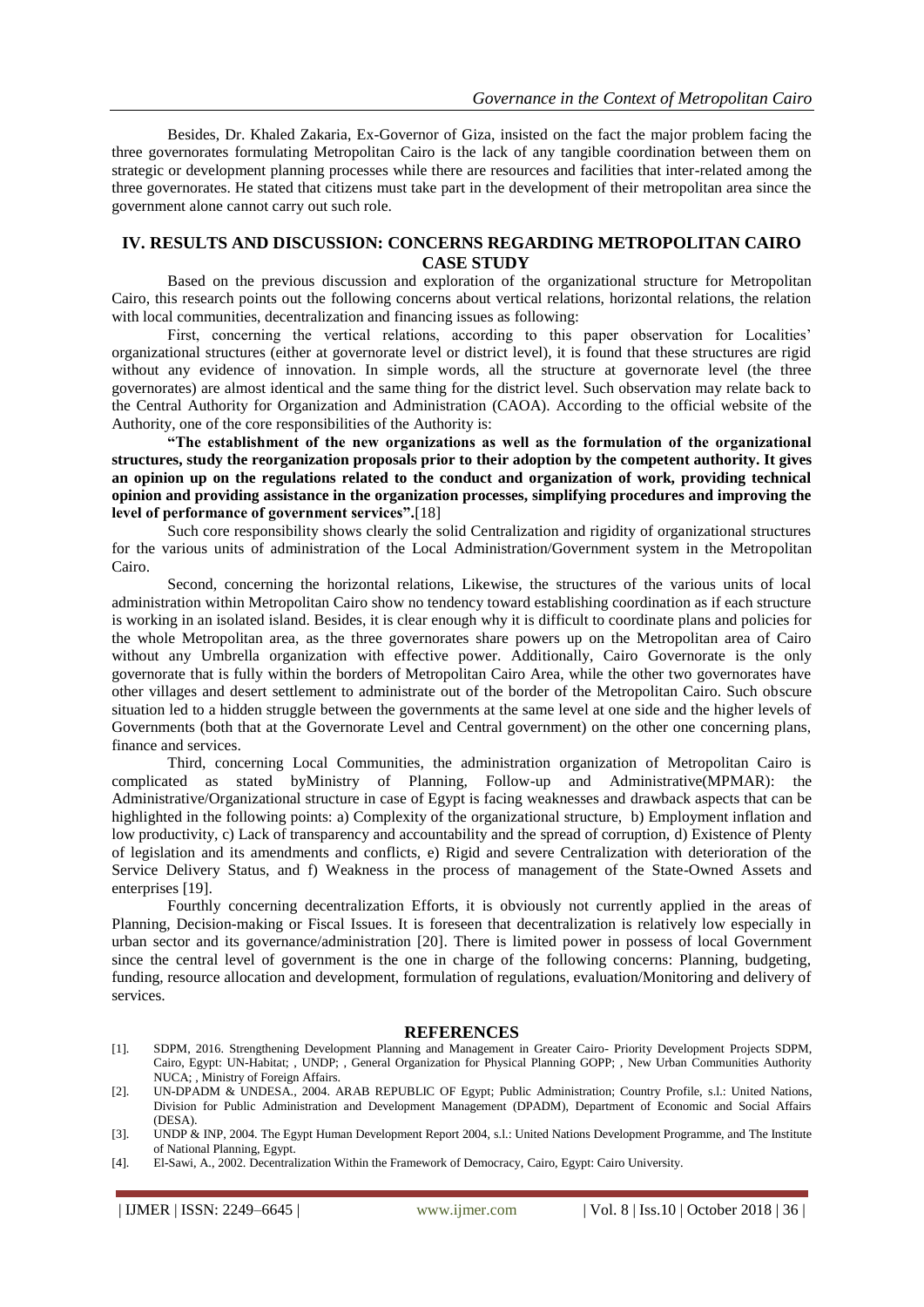Besides, Dr. Khaled Zakaria, Ex-Governor of Giza, insisted on the fact the major problem facing the three governorates formulating Metropolitan Cairo is the lack of any tangible coordination between them on strategic or development planning processes while there are resources and facilities that inter-related among the three governorates. He stated that citizens must take part in the development of their metropolitan area since the government alone cannot carry out such role.

## IV. RESULTS AND DISCUSSION: CONCERNS REGARDING METROPOLITAN CAIRO CASE STUDY

Based on the previous discussion and exploration of the organizational structure for Metropolitan Cairo, this research points out the following concerns about vertical relations, horizontal relations, the relation with local communities, decentralization and financing issues as following:

First, concerning the vertical relations, according to this paper observation for Localities' organizational structures (either at governorate level or district level), it is found that these structures are rigid without any evidence of innovation. In simple words, all the structure at governorate level (the three governorates) are almost identical and the same thing for the district level. Such observation may relate back to the Central Authority for Organization and Administration (CAOA). According to the official website of the Authority, one of the core responsibilities of the Authority is:

**"The establishment of the new organizations as well as the formulation of the organizational structures, study the reorganization proposals prior to their adoption by the competent authority. It gives an opinion up on the regulations related to the conduct and organization of work, providing technical opinion and providing assistance in the organization processes, simplifying procedures and improving the level of performance of government services".**[18]

Such core responsibility shows clearly the solid Centralization and rigidity of organizational structures for the various units of administration of the Local Administration/Government system in the Metropolitan Cairo.

Second, concerning the horizontal relations, Likewise, the structures of the various units of local administration within Metropolitan Cairo show no tendency toward establishing coordination as if each structure is working in an isolated island. Besides, it is clear enough why it is difficult to coordinate plans and policies for the whole Metropolitan area, as the three governorates share powers up on the Metropolitan area of Cairo without any Umbrella organization with effective power. Additionally, Cairo Governorate is the only governorate that is fully within the borders of Metropolitan Cairo Area, while the other two governorates have other villages and desert settlement to administrate out of the border of the Metropolitan Cairo. Such obscure situation led to a hidden struggle between the governments at the same level at one side and the higher levels of Governments (both that at the Governorate Level and Central government) on the other one concerning plans, finance and services.

Third, concerning Local Communities, the administration organization of Metropolitan Cairo is complicated as stated byMinistry of Planning, Follow-up and Administrative(MPMAR): the Administrative/Organizational structure in case of Egypt is facing weaknesses and drawback aspects that can be highlighted in the following points: a) Complexity of the organizational structure, b) Employment inflation and low productivity, c) Lack of transparency and accountability and the spread of corruption, d) Existence of Plenty of legislation and its amendments and conflicts, e) Rigid and severe Centralization with deterioration of the Service Delivery Status, and f) Weakness in the process of management of the State-Owned Assets and enterprises [19].

Fourthly concerning decentralization Efforts, it is obviously not currently applied in the areas of Planning, Decision-making or Fiscal Issues. It is foreseen that decentralization is relatively low especially in urban sector and its governance/administration [20]. There is limited power in possess of local Government since the central level of government is the one in charge of the following concerns: Planning, budgeting, funding, resource allocation and development, formulation of regulations, evaluation/Monitoring and delivery of services.

## REFERENCES

[1]. SDPM, 2016. Strengthening Development Planning and Management in Greater Cairo- Priority Development Projects SDPM, Cairo, Egypt: UN-Habitat; , UNDP; , General Organization for Physical Planning GOPP; , New Urban Communities Authority NUCA; , Ministry of Foreign Affairs.

[2]. UN-DPADM & UNDESA., 2004. ARAB REPUBLIC OF Egypt; Public Administration; Country Profile, s.l.: United Nations, Division for Public Administration and Development Management (DPADM), Department of Economic and Social Affairs (DESA).

[3]. UNDP & INP, 2004. The Egypt Human Development Report 2004, s.l.: United Nations Development Programme, and The Institute of National Planning, Egypt.

[4]. El-Sawi, A., 2002. Decentralization Within the Framework of Democracy, Cairo, Egypt: Cairo University.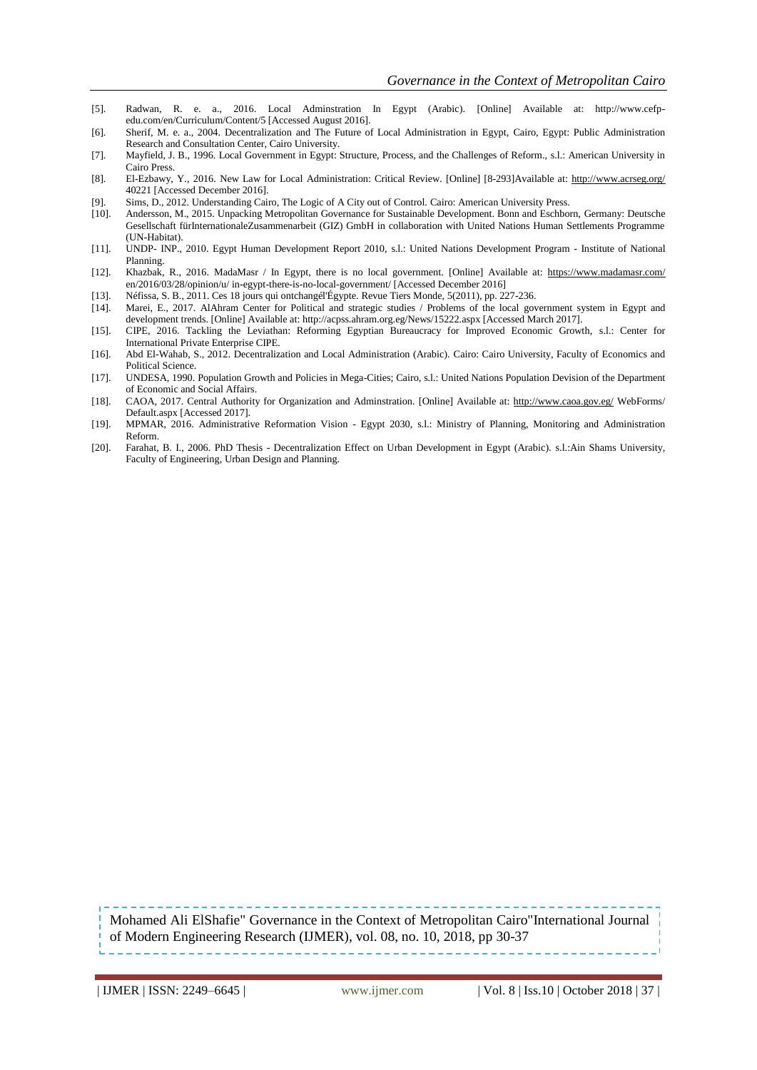[5]. Radwan, R. e. a., 2016. Local Adminstration In Egypt (Arabic). [Online] Available at: http://www.cefp-edu.com/en/Curriculum/Content/5 [Accessed August 2016].

[6]. Sherif, M. e. a., 2004. Decentralization and The Future of Local Administration in Egypt, Cairo, Egypt: Public Administration Research and Consultation Center, Cairo University.

[7]. Mayfield, J. B., 1996. Local Government in Egypt: Structure, Process, and the Challenges of Reform., s.l.: American University in Cairo Press.

[8]. El-Ezbawy, Y., 2016. New Law for Local Administration: Critical Review. [Online] [8-293]Available at: http://www.acrseg.org/40221 [Accessed December 2016].

[9]. Sims, D., 2012. Understanding Cairo, The Logic of A City out of Control. Cairo: American University Press.

[10]. Andersson, M., 2015. Unpacking Metropolitan Governance for Sustainable Development. Bonn and Eschborn, Germany: Deutsche Gesellschaft fürInternationaleZusammenarbeit (GIZ) GmbH in collaboration with United Nations Human Settlements Programme (UN-Habitat).

[11]. UNDP- INP., 2010. Egypt Human Development Report 2010, s.l.: United Nations Development Program - Institute of National Planning.

[12]. Khazbak, R., 2016. MadaMasr / In Egypt, there is no local government. [Online] Available at: https://www.madamasr.com/en/2016/03/28/opinion/u/ in-egypt-there-is-no-local-government/ [Accessed December 2016]

[13]. Néfissa, S. B., 2011. Ces 18 jours qui ontchangél'Égypte. Revue Tiers Monde, 5(2011), pp. 227-236.

[14]. Marei, E., 2017. AlAhram Center for Political and strategic studies / Problems of the local government system in Egypt and development trends. [Online] Available at: http://acpss.ahram.org.eg/News/15222.aspx [Accessed March 2017].

[15]. CIPE, 2016. Tackling the Leviathan: Reforming Egyptian Bureaucracy for Improved Economic Growth, s.l.: Center for International Private Enterprise CIPE.

[16]. Abd El-Wahab, S., 2012. Decentralization and Local Administration (Arabic). Cairo: Cairo University, Faculty of Economics and Political Science.

[17]. UNDESA, 1990. Population Growth and Policies in Mega-Cities; Cairo, s.l.: United Nations Population Devision of the Department of Economic and Social Affairs.

[18]. CAOA, 2017. Central Authority for Organization and Adminstration. [Online] Available at: http://www.caoa.gov.eg/ WebForms/ Default.aspx [Accessed 2017].

[19]. MPMAR, 2016. Administrative Reformation Vision - Egypt 2030, s.l.: Ministry of Planning, Monitoring and Administration Reform.

[20]. Farahat, B. I., 2006. PhD Thesis - Decentralization Effect on Urban Development in Egypt (Arabic). s.l.:Ain Shams University, Faculty of Engineering, Urban Design and Planning.

Mohamed Ali ElShafie" Governance in the Context of Metropolitan Cairo"International Journal of Modern Engineering Research (IJMER), vol. 08, no. 10, 2018, pp 30-37